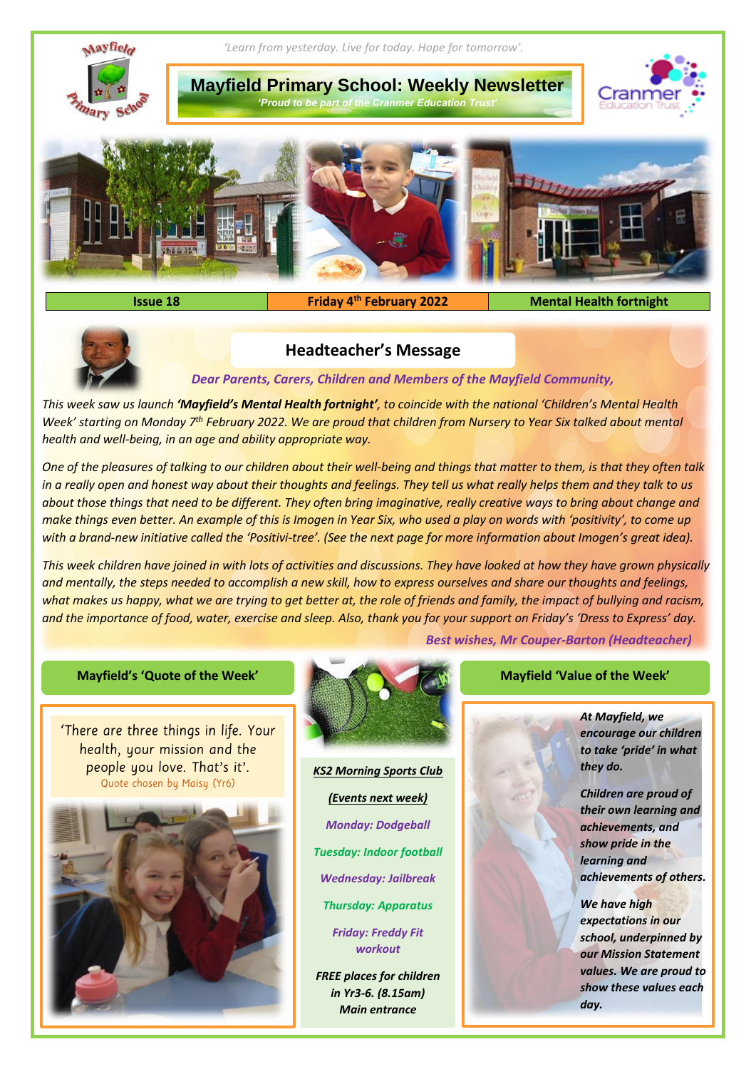*'Learn from yesterday. Live for today. Hope for tomorrow'.*

# Mayfield Primary School: Weekly Newsletter

*'Proud to be part of the Cranmer Education Trust'*

| Issue 18 | Friday 4th February 2022 | Mental Health fortnight |
| --- | --- | --- |

## Headteacher's Message

*Dear Parents, Carers, Children and Members of the Mayfield Community,*

*This week saw us launch **'Mayfield's Mental Health fortnight'**, to coincide with the national 'Children's Mental Health Week' starting on Monday 7th February 2022. We are proud that children from Nursery to Year Six talked about mental health and well-being, in an age and ability appropriate way.*

*One of the pleasures of talking to our children about their well-being and things that matter to them, is that they often talk in a really open and honest way about their thoughts and feelings. They tell us what really helps them and they talk to us about those things that need to be different. They often bring imaginative, really creative ways to bring about change and make things even better. An example of this is Imogen in Year Six, who used a play on words with 'positivity', to come up with a brand-new initiative called the 'Positivi-tree'. (See the next page for more information about Imogen's great idea).*

*This week children have joined in with lots of activities and discussions. They have looked at how they have grown physically and mentally, the steps needed to accomplish a new skill, how to express ourselves and share our thoughts and feelings, what makes us happy, what we are trying to get better at, the role of friends and family, the impact of bullying and racism, and the importance of food, water, exercise and sleep. Also, thank you for your support on Friday's 'Dress to Express' day.*

*Best wishes, Mr Couper-Barton (Headteacher)*

### Mayfield's 'Quote of the Week'

'There are three things in life. Your health, your mission and the people you love. That's it'.
Quote chosen by Maisy (Yr6)

### KS2 Morning Sports Club

***(Events next week)***

*Monday: Dodgeball*

*Tuesday: Indoor football*

*Wednesday: Jailbreak*

*Thursday: Apparatus*

*Friday: Freddy Fit workout*

*FREE places for children in Yr3-6. (8.15am) Main entrance*

### Mayfield 'Value of the Week'

***At Mayfield, we encourage our children to take 'pride' in what they do.***

***Children are proud of their own learning and achievements, and show pride in the learning and achievements of others.***

***We have high expectations in our school, underpinned by our Mission Statement values. We are proud to show these values each day.***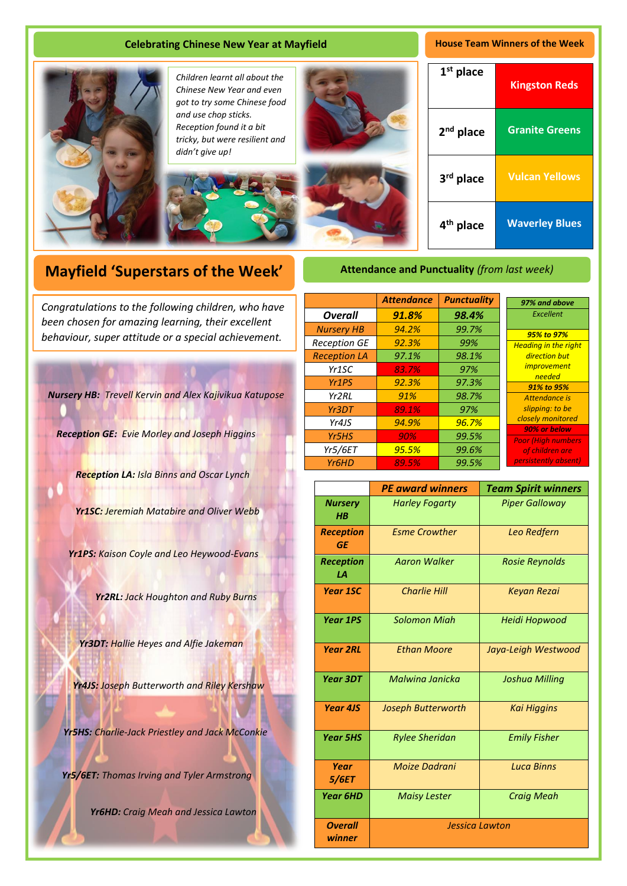## Celebrating Chinese New Year at Mayfield

*Children learnt all about the Chinese New Year and even got to try some Chinese food and use chop sticks. Reception found it a bit tricky, but were resilient and didn't give up!*

## House Team Winners of the Week

| | |
|---|---|
| 1st place | Kingston Reds |
| 2nd place | Granite Greens |
| 3rd place | Vulcan Yellows |
| 4th place | Waverley Blues |

## Mayfield 'Superstars of the Week'

*Congratulations to the following children, who have been chosen for amazing learning, their excellent behaviour, super attitude or a special achievement.*

***Nursery HB:*** *Trevell Kervin and Alex Kajivikua Katupose*

***Reception GE:*** *Evie Morley and Joseph Higgins*

***Reception LA:*** *Isla Binns and Oscar Lynch*

***Yr1SC:*** *Jeremiah Matabire and Oliver Webb*

***Yr1PS:*** *Kaison Coyle and Leo Heywood-Evans*

***Yr2RL:*** *Jack Houghton and Ruby Burns*

***Yr3DT:*** *Hallie Heyes and Alfie Jakeman*

***Yr4JS:*** *Joseph Butterworth and Riley Kershaw*

***Yr5HS:*** *Charlie-Jack Priestley and Jack McConkie*

***Yr5/6ET:*** *Thomas Irving and Tyler Armstrong*

***Yr6HD:*** *Craig Meah and Jessica Lawton*

## Attendance and Punctuality *(from last week)*

| | Attendance | Punctuality |
|---|---|---|
| **Overall** | **91.8%** | **98.4%** |
| Nursery HB | 94.2% | 99.7% |
| Reception GE | 92.3% | 99% |
| Reception LA | 97.1% | 98.1% |
| Yr1SC | 83.7% | 97% |
| Yr1PS | 92.3% | 97.3% |
| Yr2RL | 91% | 98.7% |
| Yr3DT | 89.1% | 97% |
| Yr4JS | 94.9% | 96.7% |
| Yr5HS | 90% | 99.5% |
| Yr5/6ET | 95.5% | 99.6% |
| Yr6HD | 89.5% | 99.5% |

| Key | |
|---|---|
| **97% and above** | Excellent |
| **95% to 97%** | Heading in the right direction but improvement needed |
| **91% to 95%** | Attendance is slipping: to be closely monitored |
| **90% or below** | Poor (High numbers of children are persistently absent) |

| | PE award winners | Team Spirit winners |
|---|---|---|
| **Nursery HB** | Harley Fogarty | Piper Galloway |
| **Reception GE** | Esme Crowther | Leo Redfern |
| **Reception LA** | Aaron Walker | Rosie Reynolds |
| **Year 1SC** | Charlie Hill | Keyan Rezai |
| **Year 1PS** | Solomon Miah | Heidi Hopwood |
| **Year 2RL** | Ethan Moore | Jaya-Leigh Westwood |
| **Year 3DT** | Malwina Janicka | Joshua Milling |
| **Year 4JS** | Joseph Butterworth | Kai Higgins |
| **Year 5HS** | Rylee Sheridan | Emily Fisher |
| **Year 5/6ET** | Moize Dadrani | Luca Binns |
| **Year 6HD** | Maisy Lester | Craig Meah |
| **Overall winner** | Jessica Lawton | |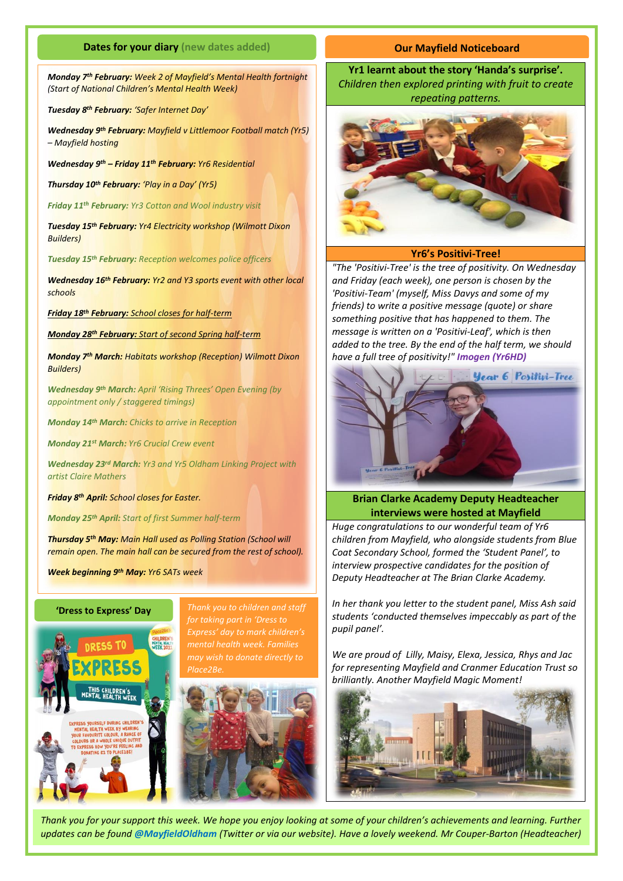## Dates for your diary (new dates added)

***Monday 7th February:*** *Week 2 of Mayfield's Mental Health fortnight (Start of National Children's Mental Health Week)*

***Tuesday 8th February:*** *'Safer Internet Day'*

***Wednesday 9th February:*** *Mayfield v Littlemoor Football match (Yr5) – Mayfield hosting*

***Wednesday 9th – Friday 11th February:*** *Yr6 Residential*

***Thursday 10th February:*** *'Play in a Day' (Yr5)*

***Friday 11th February:*** *Yr3 Cotton and Wool industry visit*

***Tuesday 15th February:*** *Yr4 Electricity workshop (Wilmott Dixon Builders)*

***Tuesday 15th February:*** *Reception welcomes police officers*

***Wednesday 16th February:*** *Yr2 and Y3 sports event with other local schools*

***Friday 18th February:*** *School closes for half-term*

***Monday 28th February:*** *Start of second Spring half-term*

***Monday 7th March:*** *Habitats workshop (Reception) Wilmott Dixon Builders)*

***Wednesday 9th March:*** *April 'Rising Threes' Open Evening (by appointment only / staggered timings)*

***Monday 14th March:*** *Chicks to arrive in Reception*

***Monday 21st March:*** *Yr6 Crucial Crew event*

***Wednesday 23rd March:*** *Yr3 and Yr5 Oldham Linking Project with artist Claire Mathers*

***Friday 8th April:*** *School closes for Easter.*

***Monday 25th April:*** *Start of first Summer half-term*

***Thursday 5th May:*** *Main Hall used as Polling Station (School will remain open. The main hall can be secured from the rest of school).*

***Week beginning 9th May:*** *Yr6 SATs week*

## 'Dress to Express' Day

*Thank you to children and staff for taking part in 'Dress to Express' day to mark children's mental health week. Families may wish to donate directly to Place2Be.*

## Our Mayfield Noticeboard

**Yr1 learnt about the story 'Handa's surprise'.**
*Children then explored printing with fruit to create repeating patterns.*

### Yr6's Positivi-Tree!

*"The 'Positivi-Tree' is the tree of positivity. On Wednesday and Friday (each week), one person is chosen by the 'Positivi-Team' (myself, Miss Davys and some of my friends) to write a positive message (quote) or share something positive that has happened to them. The message is written on a 'Positivi-Leaf', which is then added to the tree. By the end of the half term, we should have a full tree of positivity!"* ***Imogen (Yr6HD)***

### Brian Clarke Academy Deputy Headteacher interviews were hosted at Mayfield

*Huge congratulations to our wonderful team of Yr6 children from Mayfield, who alongside students from Blue Coat Secondary School, formed the 'Student Panel', to interview prospective candidates for the position of Deputy Headteacher at The Brian Clarke Academy.*

*In her thank you letter to the student panel, Miss Ash said students 'conducted themselves impeccably as part of the pupil panel'.*

*We are proud of Lilly, Maisy, Elexa, Jessica, Rhys and Jac for representing Mayfield and Cranmer Education Trust so brilliantly. Another Mayfield Magic Moment!*

*Thank you for your support this week. We hope you enjoy looking at some of your children's achievements and learning. Further updates can be found* ***@MayfieldOldham*** *(Twitter or via our website). Have a lovely weekend. Mr Couper-Barton (Headteacher)*